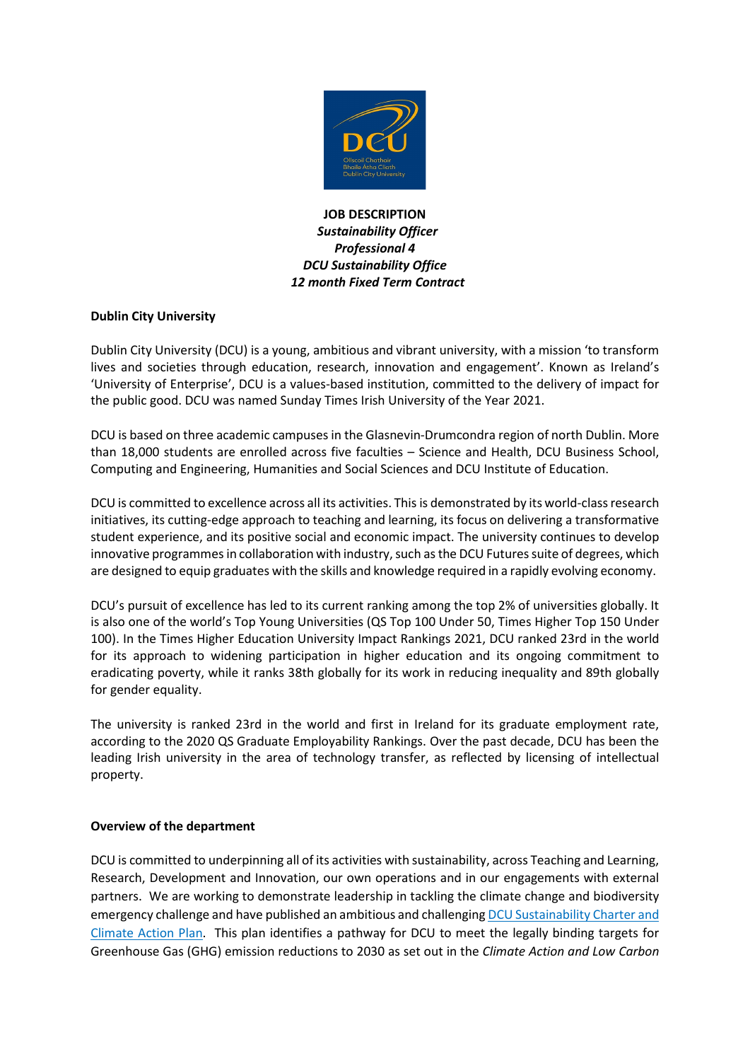**JOB DESCRIPTION**
***Sustainability Officer***
***Professional 4***
***DCU Sustainability Office***
***12 month Fixed Term Contract***

**Dublin City University**

Dublin City University (DCU) is a young, ambitious and vibrant university, with a mission 'to transform lives and societies through education, research, innovation and engagement'. Known as Ireland's 'University of Enterprise', DCU is a values-based institution, committed to the delivery of impact for the public good. DCU was named Sunday Times Irish University of the Year 2021.

DCU is based on three academic campuses in the Glasnevin-Drumcondra region of north Dublin. More than 18,000 students are enrolled across five faculties – Science and Health, DCU Business School, Computing and Engineering, Humanities and Social Sciences and DCU Institute of Education.

DCU is committed to excellence across all its activities. This is demonstrated by its world-class research initiatives, its cutting-edge approach to teaching and learning, its focus on delivering a transformative student experience, and its positive social and economic impact. The university continues to develop innovative programmes in collaboration with industry, such as the DCU Futures suite of degrees, which are designed to equip graduates with the skills and knowledge required in a rapidly evolving economy.

DCU's pursuit of excellence has led to its current ranking among the top 2% of universities globally. It is also one of the world's Top Young Universities (QS Top 100 Under 50, Times Higher Top 150 Under 100). In the Times Higher Education University Impact Rankings 2021, DCU ranked 23rd in the world for its approach to widening participation in higher education and its ongoing commitment to eradicating poverty, while it ranks 38th globally for its work in reducing inequality and 89th globally for gender equality.

The university is ranked 23rd in the world and first in Ireland for its graduate employment rate, according to the 2020 QS Graduate Employability Rankings. Over the past decade, DCU has been the leading Irish university in the area of technology transfer, as reflected by licensing of intellectual property.

**Overview of the department**

DCU is committed to underpinning all of its activities with sustainability, across Teaching and Learning, Research, Development and Innovation, our own operations and in our engagements with external partners. We are working to demonstrate leadership in tackling the climate change and biodiversity emergency challenge and have published an ambitious and challenging DCU Sustainability Charter and Climate Action Plan. This plan identifies a pathway for DCU to meet the legally binding targets for Greenhouse Gas (GHG) emission reductions to 2030 as set out in the *Climate Action and Low Carbon*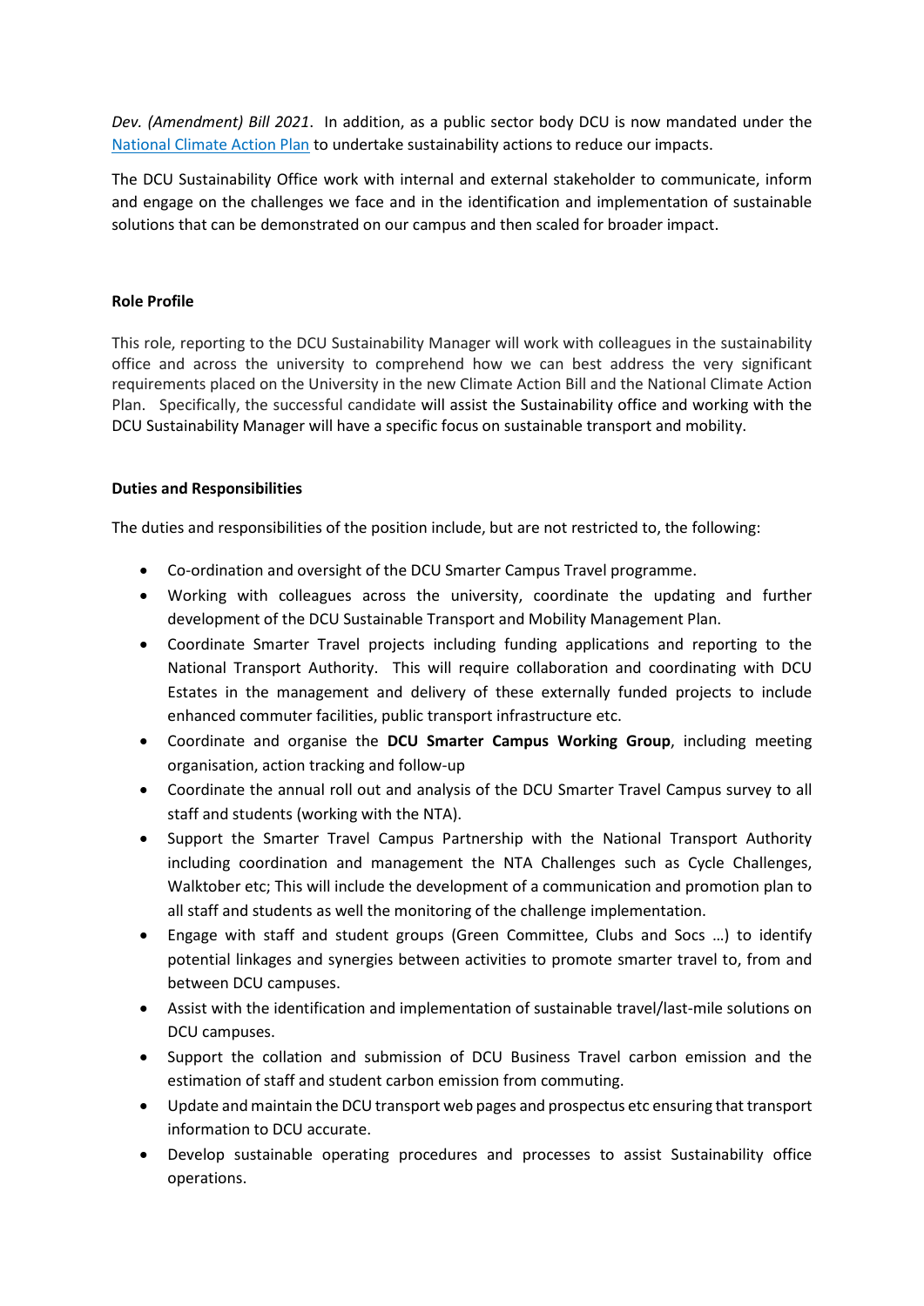*Dev. (Amendment) Bill 2021*. In addition, as a public sector body DCU is now mandated under the [National Climate Action Plan](National Climate Action Plan) to undertake sustainability actions to reduce our impacts.

The DCU Sustainability Office work with internal and external stakeholder to communicate, inform and engage on the challenges we face and in the identification and implementation of sustainable solutions that can be demonstrated on our campus and then scaled for broader impact.

**Role Profile**

This role, reporting to the DCU Sustainability Manager will work with colleagues in the sustainability office and across the university to comprehend how we can best address the very significant requirements placed on the University in the new Climate Action Bill and the National Climate Action Plan. Specifically, the successful candidate will assist the Sustainability office and working with the DCU Sustainability Manager will have a specific focus on sustainable transport and mobility.

**Duties and Responsibilities**

The duties and responsibilities of the position include, but are not restricted to, the following:

- Co-ordination and oversight of the DCU Smarter Campus Travel programme.
- Working with colleagues across the university, coordinate the updating and further development of the DCU Sustainable Transport and Mobility Management Plan.
- Coordinate Smarter Travel projects including funding applications and reporting to the National Transport Authority. This will require collaboration and coordinating with DCU Estates in the management and delivery of these externally funded projects to include enhanced commuter facilities, public transport infrastructure etc.
- Coordinate and organise the **DCU Smarter Campus Working Group**, including meeting organisation, action tracking and follow-up
- Coordinate the annual roll out and analysis of the DCU Smarter Travel Campus survey to all staff and students (working with the NTA).
- Support the Smarter Travel Campus Partnership with the National Transport Authority including coordination and management the NTA Challenges such as Cycle Challenges, Walktober etc; This will include the development of a communication and promotion plan to all staff and students as well the monitoring of the challenge implementation.
- Engage with staff and student groups (Green Committee, Clubs and Socs …) to identify potential linkages and synergies between activities to promote smarter travel to, from and between DCU campuses.
- Assist with the identification and implementation of sustainable travel/last-mile solutions on DCU campuses.
- Support the collation and submission of DCU Business Travel carbon emission and the estimation of staff and student carbon emission from commuting.
- Update and maintain the DCU transport web pages and prospectus etc ensuring that transport information to DCU accurate.
- Develop sustainable operating procedures and processes to assist Sustainability office operations.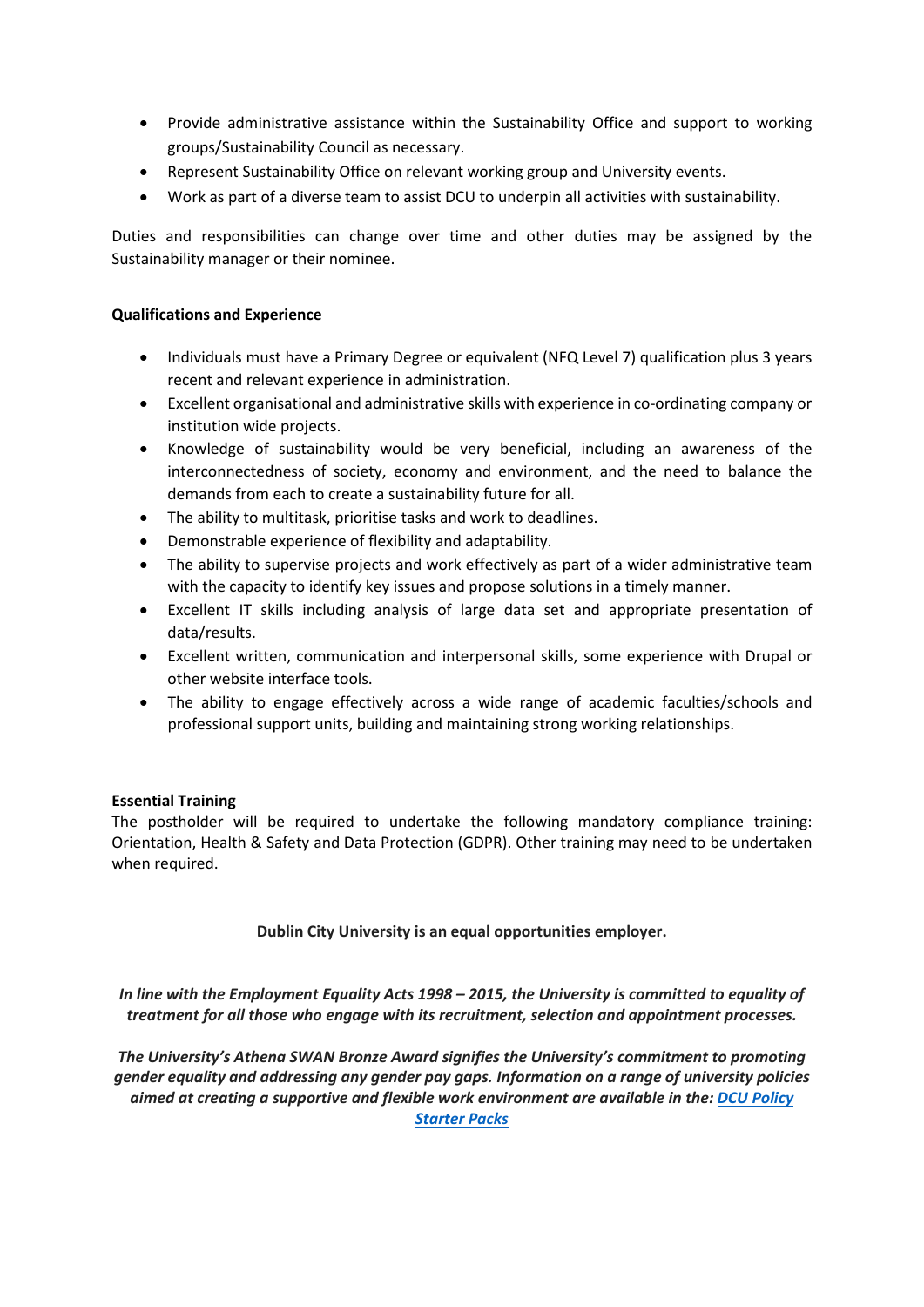- Provide administrative assistance within the Sustainability Office and support to working groups/Sustainability Council as necessary.
- Represent Sustainability Office on relevant working group and University events.
- Work as part of a diverse team to assist DCU to underpin all activities with sustainability.

Duties and responsibilities can change over time and other duties may be assigned by the Sustainability manager or their nominee.

**Qualifications and Experience**

- Individuals must have a Primary Degree or equivalent (NFQ Level 7) qualification plus 3 years recent and relevant experience in administration.
- Excellent organisational and administrative skills with experience in co-ordinating company or institution wide projects.
- Knowledge of sustainability would be very beneficial, including an awareness of the interconnectedness of society, economy and environment, and the need to balance the demands from each to create a sustainability future for all.
- The ability to multitask, prioritise tasks and work to deadlines.
- Demonstrable experience of flexibility and adaptability.
- The ability to supervise projects and work effectively as part of a wider administrative team with the capacity to identify key issues and propose solutions in a timely manner.
- Excellent IT skills including analysis of large data set and appropriate presentation of data/results.
- Excellent written, communication and interpersonal skills, some experience with Drupal or other website interface tools.
- The ability to engage effectively across a wide range of academic faculties/schools and professional support units, building and maintaining strong working relationships.

**Essential Training**

The postholder will be required to undertake the following mandatory compliance training: Orientation, Health & Safety and Data Protection (GDPR). Other training may need to be undertaken when required.

**Dublin City University is an equal opportunities employer.**

***In line with the Employment Equality Acts 1998 – 2015, the University is committed to equality of treatment for all those who engage with its recruitment, selection and appointment processes.***

***The University's Athena SWAN Bronze Award signifies the University's commitment to promoting gender equality and addressing any gender pay gaps. Information on a range of university policies aimed at creating a supportive and flexible work environment are available in the: DCU Policy Starter Packs***